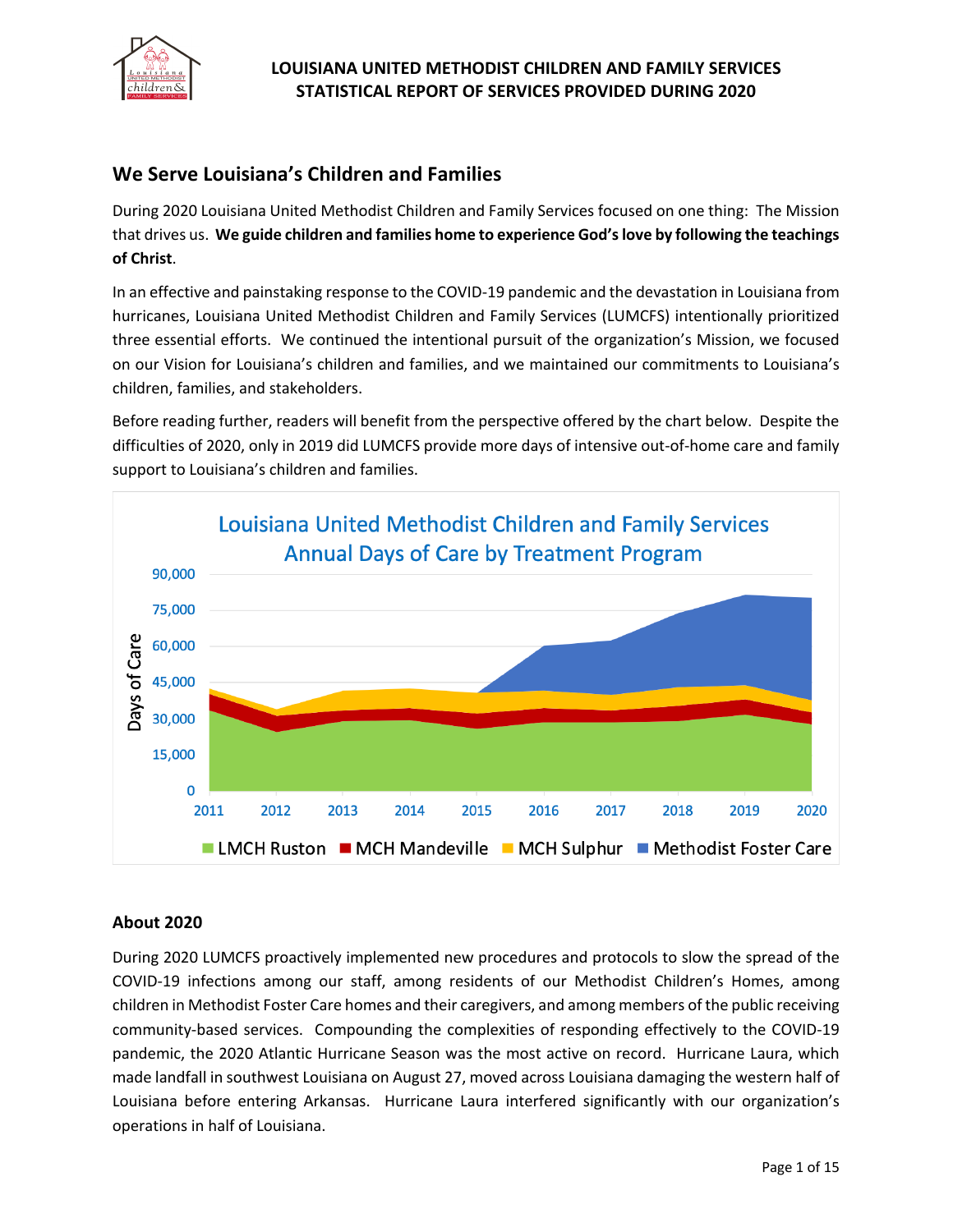**LOUISIANA UNITED METHODIST CHILDREN AND FAMILY SERVICES**
**STATISTICAL REPORT OF SERVICES PROVIDED DURING 2020**

## We Serve Louisiana's Children and Families

During 2020 Louisiana United Methodist Children and Family Services focused on one thing: The Mission that drives us. **We guide children and families home to experience God's love by following the teachings of Christ**.

In an effective and painstaking response to the COVID-19 pandemic and the devastation in Louisiana from hurricanes, Louisiana United Methodist Children and Family Services (LUMCFS) intentionally prioritized three essential efforts. We continued the intentional pursuit of the organization's Mission, we focused on our Vision for Louisiana's children and families, and we maintained our commitments to Louisiana's children, families, and stakeholders.

Before reading further, readers will benefit from the perspective offered by the chart below. Despite the difficulties of 2020, only in 2019 did LUMCFS provide more days of intensive out-of-home care and family support to Louisiana's children and families.

Louisiana United Methodist Children and Family Services
Annual Days of Care by Treatment Program

Legend: LMCH Ruston, MCH Mandeville, MCH Sulphur, Methodist Foster Care

Y-axis: Days of Care (0 to 90,000); X-axis: 2011–2020

### About 2020

During 2020 LUMCFS proactively implemented new procedures and protocols to slow the spread of the COVID-19 infections among our staff, among residents of our Methodist Children's Homes, among children in Methodist Foster Care homes and their caregivers, and among members of the public receiving community-based services. Compounding the complexities of responding effectively to the COVID-19 pandemic, the 2020 Atlantic Hurricane Season was the most active on record. Hurricane Laura, which made landfall in southwest Louisiana on August 27, moved across Louisiana damaging the western half of Louisiana before entering Arkansas. Hurricane Laura interfered significantly with our organization's operations in half of Louisiana.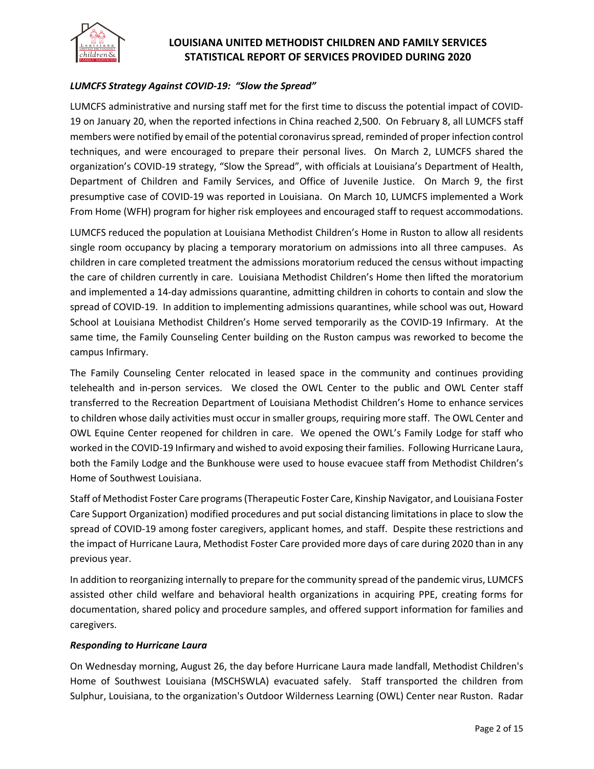### *LUMCFS Strategy Against COVID-19: "Slow the Spread"*

LUMCFS administrative and nursing staff met for the first time to discuss the potential impact of COVID-19 on January 20, when the reported infections in China reached 2,500. On February 8, all LUMCFS staff members were notified by email of the potential coronavirus spread, reminded of proper infection control techniques, and were encouraged to prepare their personal lives. On March 2, LUMCFS shared the organization's COVID-19 strategy, "Slow the Spread", with officials at Louisiana's Department of Health, Department of Children and Family Services, and Office of Juvenile Justice. On March 9, the first presumptive case of COVID-19 was reported in Louisiana. On March 10, LUMCFS implemented a Work From Home (WFH) program for higher risk employees and encouraged staff to request accommodations.

LUMCFS reduced the population at Louisiana Methodist Children's Home in Ruston to allow all residents single room occupancy by placing a temporary moratorium on admissions into all three campuses. As children in care completed treatment the admissions moratorium reduced the census without impacting the care of children currently in care. Louisiana Methodist Children's Home then lifted the moratorium and implemented a 14-day admissions quarantine, admitting children in cohorts to contain and slow the spread of COVID-19. In addition to implementing admissions quarantines, while school was out, Howard School at Louisiana Methodist Children's Home served temporarily as the COVID-19 Infirmary. At the same time, the Family Counseling Center building on the Ruston campus was reworked to become the campus Infirmary.

The Family Counseling Center relocated in leased space in the community and continues providing telehealth and in-person services. We closed the OWL Center to the public and OWL Center staff transferred to the Recreation Department of Louisiana Methodist Children's Home to enhance services to children whose daily activities must occur in smaller groups, requiring more staff. The OWL Center and OWL Equine Center reopened for children in care. We opened the OWL's Family Lodge for staff who worked in the COVID-19 Infirmary and wished to avoid exposing their families. Following Hurricane Laura, both the Family Lodge and the Bunkhouse were used to house evacuee staff from Methodist Children's Home of Southwest Louisiana.

Staff of Methodist Foster Care programs (Therapeutic Foster Care, Kinship Navigator, and Louisiana Foster Care Support Organization) modified procedures and put social distancing limitations in place to slow the spread of COVID-19 among foster caregivers, applicant homes, and staff. Despite these restrictions and the impact of Hurricane Laura, Methodist Foster Care provided more days of care during 2020 than in any previous year.

In addition to reorganizing internally to prepare for the community spread of the pandemic virus, LUMCFS assisted other child welfare and behavioral health organizations in acquiring PPE, creating forms for documentation, shared policy and procedure samples, and offered support information for families and caregivers.

### *Responding to Hurricane Laura*

On Wednesday morning, August 26, the day before Hurricane Laura made landfall, Methodist Children's Home of Southwest Louisiana (MSCHSWLA) evacuated safely. Staff transported the children from Sulphur, Louisiana, to the organization's Outdoor Wilderness Learning (OWL) Center near Ruston. Radar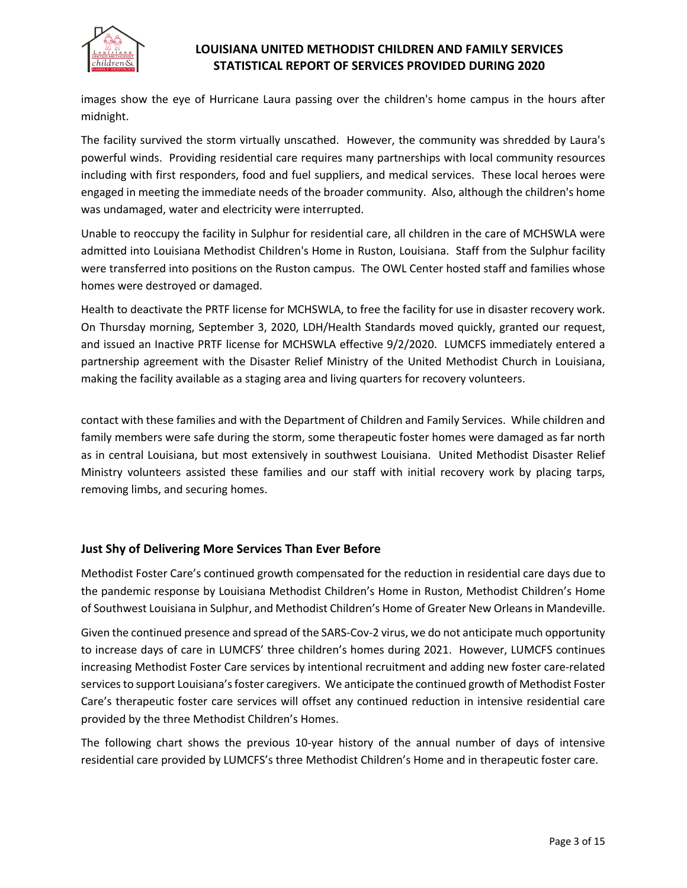images show the eye of Hurricane Laura passing over the children's home campus in the hours after midnight.

The facility survived the storm virtually unscathed. However, the community was shredded by Laura's powerful winds. Providing residential care requires many partnerships with local community resources including with first responders, food and fuel suppliers, and medical services. These local heroes were engaged in meeting the immediate needs of the broader community. Also, although the children's home was undamaged, water and electricity were interrupted.

Unable to reoccupy the facility in Sulphur for residential care, all children in the care of MCHSWLA were admitted into Louisiana Methodist Children's Home in Ruston, Louisiana. Staff from the Sulphur facility were transferred into positions on the Ruston campus. The OWL Center hosted staff and families whose homes were destroyed or damaged.

Health to deactivate the PRTF license for MCHSWLA, to free the facility for use in disaster recovery work. On Thursday morning, September 3, 2020, LDH/Health Standards moved quickly, granted our request, and issued an Inactive PRTF license for MCHSWLA effective 9/2/2020. LUMCFS immediately entered a partnership agreement with the Disaster Relief Ministry of the United Methodist Church in Louisiana, making the facility available as a staging area and living quarters for recovery volunteers.

contact with these families and with the Department of Children and Family Services. While children and family members were safe during the storm, some therapeutic foster homes were damaged as far north as in central Louisiana, but most extensively in southwest Louisiana. United Methodist Disaster Relief Ministry volunteers assisted these families and our staff with initial recovery work by placing tarps, removing limbs, and securing homes.

### Just Shy of Delivering More Services Than Ever Before

Methodist Foster Care's continued growth compensated for the reduction in residential care days due to the pandemic response by Louisiana Methodist Children's Home in Ruston, Methodist Children's Home of Southwest Louisiana in Sulphur, and Methodist Children's Home of Greater New Orleans in Mandeville.

Given the continued presence and spread of the SARS-Cov-2 virus, we do not anticipate much opportunity to increase days of care in LUMCFS' three children's homes during 2021. However, LUMCFS continues increasing Methodist Foster Care services by intentional recruitment and adding new foster care-related services to support Louisiana's foster caregivers. We anticipate the continued growth of Methodist Foster Care's therapeutic foster care services will offset any continued reduction in intensive residential care provided by the three Methodist Children's Homes.

The following chart shows the previous 10-year history of the annual number of days of intensive residential care provided by LUMCFS's three Methodist Children's Home and in therapeutic foster care.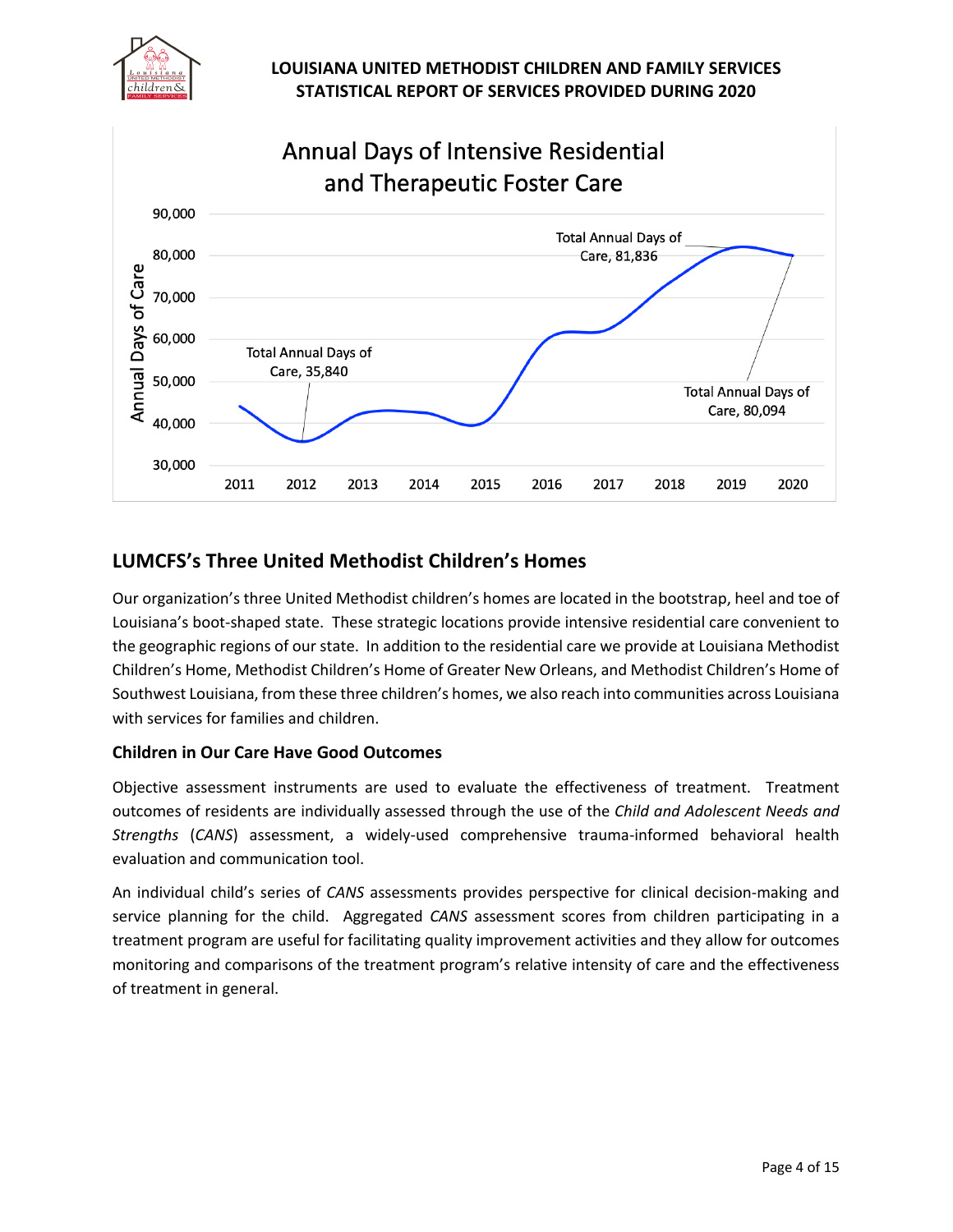# LOUISIANA UNITED METHODIST CHILDREN AND FAMILY SERVICES
# STATISTICAL REPORT OF SERVICES PROVIDED DURING 2020

Annual Days of Intensive Residential and Therapeutic Foster Care

Total Annual Days of Care, 35,840 (2012)

Total Annual Days of Care, 81,836 (2019)

Total Annual Days of Care, 80,094 (2020)

## LUMCFS's Three United Methodist Children's Homes

Our organization's three United Methodist children's homes are located in the bootstrap, heel and toe of Louisiana's boot-shaped state. These strategic locations provide intensive residential care convenient to the geographic regions of our state. In addition to the residential care we provide at Louisiana Methodist Children's Home, Methodist Children's Home of Greater New Orleans, and Methodist Children's Home of Southwest Louisiana, from these three children's homes, we also reach into communities across Louisiana with services for families and children.

### Children in Our Care Have Good Outcomes

Objective assessment instruments are used to evaluate the effectiveness of treatment. Treatment outcomes of residents are individually assessed through the use of the *Child and Adolescent Needs and Strengths* (*CANS*) assessment, a widely-used comprehensive trauma-informed behavioral health evaluation and communication tool.

An individual child's series of *CANS* assessments provides perspective for clinical decision-making and service planning for the child. Aggregated *CANS* assessment scores from children participating in a treatment program are useful for facilitating quality improvement activities and they allow for outcomes monitoring and comparisons of the treatment program's relative intensity of care and the effectiveness of treatment in general.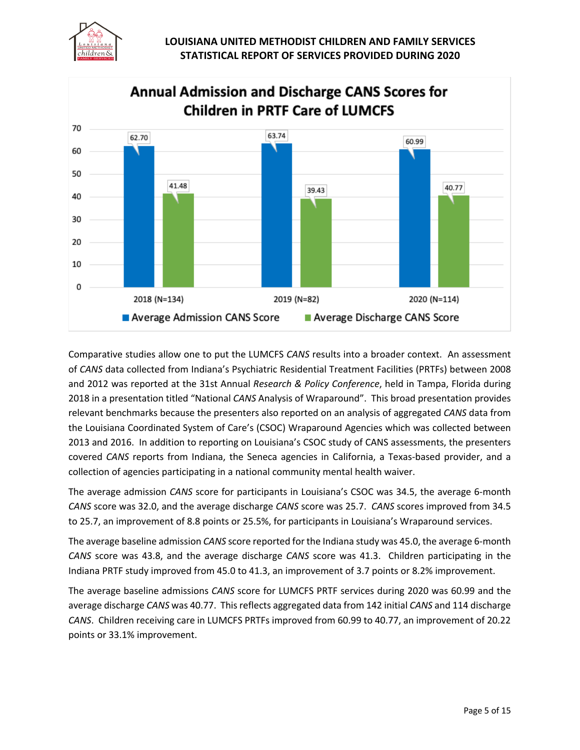**Annual Admission and Discharge CANS Scores for Children in PRTF Care of LUMCFS**

| | Average Admission CANS Score | Average Discharge CANS Score |
|---|---|---|
| 2018 (N=134) | 62.70 | 41.48 |
| 2019 (N=82) | 63.74 | 39.43 |
| 2020 (N=114) | 60.99 | 40.77 |

Comparative studies allow one to put the LUMCFS *CANS* results into a broader context. An assessment of *CANS* data collected from Indiana's Psychiatric Residential Treatment Facilities (PRTFs) between 2008 and 2012 was reported at the 31st Annual *Research & Policy Conference*, held in Tampa, Florida during 2018 in a presentation titled "National *CANS* Analysis of Wraparound". This broad presentation provides relevant benchmarks because the presenters also reported on an analysis of aggregated *CANS* data from the Louisiana Coordinated System of Care's (CSOC) Wraparound Agencies which was collected between 2013 and 2016. In addition to reporting on Louisiana's CSOC study of CANS assessments, the presenters covered *CANS* reports from Indiana, the Seneca agencies in California, a Texas-based provider, and a collection of agencies participating in a national community mental health waiver.

The average admission *CANS* score for participants in Louisiana's CSOC was 34.5, the average 6-month *CANS* score was 32.0, and the average discharge *CANS* score was 25.7. *CANS* scores improved from 34.5 to 25.7, an improvement of 8.8 points or 25.5%, for participants in Louisiana's Wraparound services.

The average baseline admission *CANS* score reported for the Indiana study was 45.0, the average 6-month *CANS* score was 43.8, and the average discharge *CANS* score was 41.3. Children participating in the Indiana PRTF study improved from 45.0 to 41.3, an improvement of 3.7 points or 8.2% improvement.

The average baseline admissions *CANS* score for LUMCFS PRTF services during 2020 was 60.99 and the average discharge *CANS* was 40.77. This reflects aggregated data from 142 initial *CANS* and 114 discharge *CANS*. Children receiving care in LUMCFS PRTFs improved from 60.99 to 40.77, an improvement of 20.22 points or 33.1% improvement.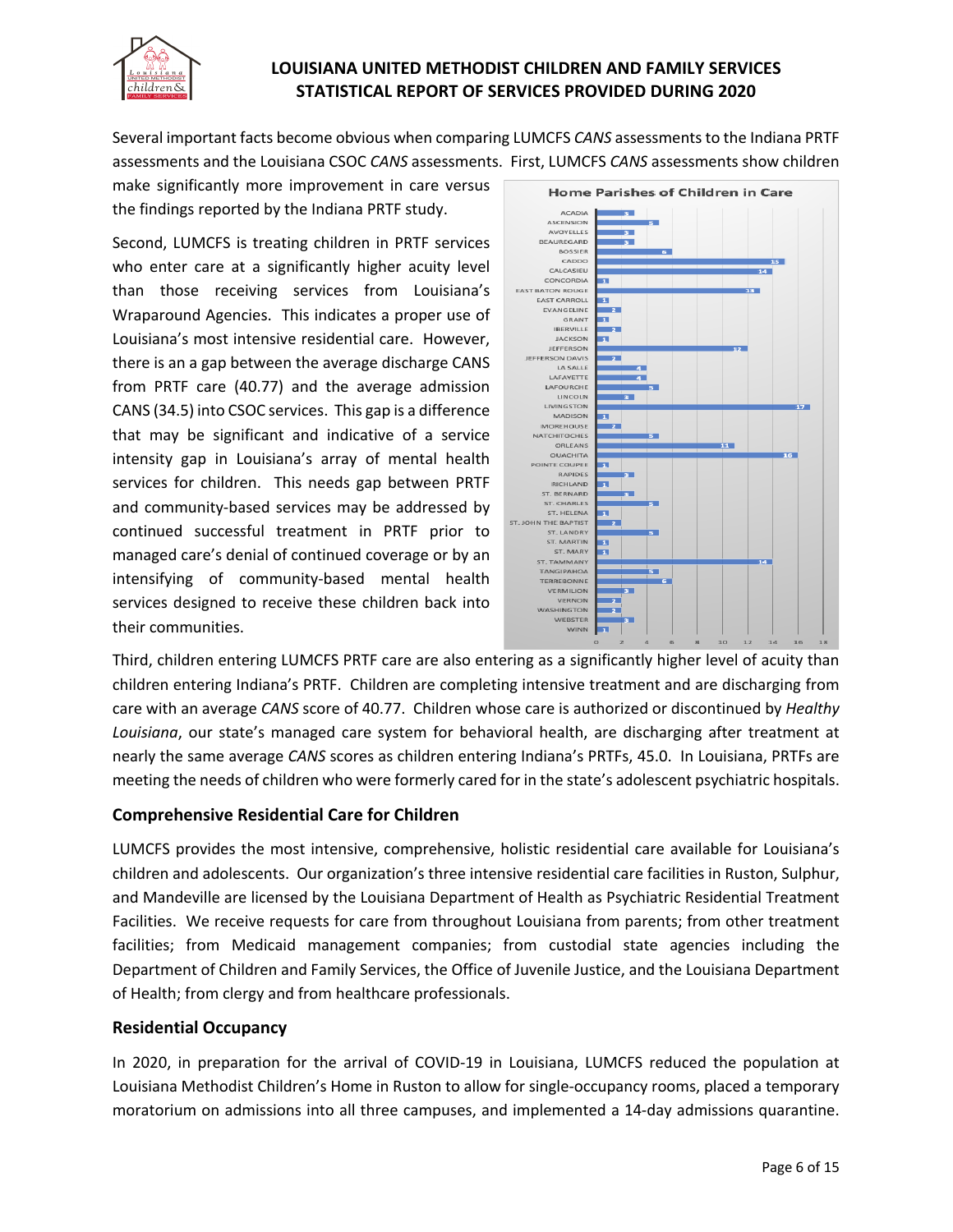Several important facts become obvious when comparing LUMCFS *CANS* assessments to the Indiana PRTF assessments and the Louisiana CSOC *CANS* assessments. First, LUMCFS *CANS* assessments show children make significantly more improvement in care versus the findings reported by the Indiana PRTF study.

Second, LUMCFS is treating children in PRTF services who enter care at a significantly higher acuity level than those receiving services from Louisiana's Wraparound Agencies. This indicates a proper use of Louisiana's most intensive residential care. However, there is an a gap between the average discharge CANS from PRTF care (40.77) and the average admission CANS (34.5) into CSOC services. This gap is a difference that may be significant and indicative of a service intensity gap in Louisiana's array of mental health services for children. This needs gap between PRTF and community-based services may be addressed by continued successful treatment in PRTF prior to managed care's denial of continued coverage or by an intensifying of community-based mental health services designed to receive these children back into their communities.

**Home Parishes of Children in Care**

| Parish | Children |
|---|---|
| ACADIA | 3 |
| ASCENSION | 5 |
| AVOYELLES | 3 |
| BEAUREGARD | 3 |
| BOSSIER | 6 |
| CADDO | 15 |
| CALCASIEU | 14 |
| CONCORDIA | 1 |
| EAST BATON ROUGE | 13 |
| EAST CARROLL | 1 |
| EVANGELINE | 2 |
| GRANT | 1 |
| IBERVILLE | 2 |
| JACKSON | 1 |
| JEFFERSON | 12 |
| JEFFERSON DAVIS | 2 |
| LA SALLE | 4 |
| LAFAYETTE | 4 |
| LAFOURCHE | 5 |
| LINCOLN | 3 |
| LIVINGSTON | 17 |
| MADISON | 1 |
| MOREHOUSE | 2 |
| NATCHITOCHES | 5 |
| ORLEANS | 11 |
| OUACHITA | 16 |
| POINTE COUPEE | 1 |
| RAPIDES | 3 |
| RICHLAND | 1 |
| ST. BERNARD | 3 |
| ST. CHARLES | 5 |
| ST. HELENA | 1 |
| ST. JOHN THE BAPTIST | 2 |
| ST. LANDRY | 5 |
| ST. MARTIN | 1 |
| ST. MARY | 1 |
| ST. TAMMANY | 14 |
| TANGIPAHOA | 5 |
| TERREBONNE | 6 |
| VERMILION | 3 |
| VERNON | 2 |
| WASHINGTON | 2 |
| WEBSTER | 3 |
| WINN | 1 |

Third, children entering LUMCFS PRTF care are also entering as a significantly higher level of acuity than children entering Indiana's PRTF. Children are completing intensive treatment and are discharging from care with an average *CANS* score of 40.77. Children whose care is authorized or discontinued by *Healthy Louisiana*, our state's managed care system for behavioral health, are discharging after treatment at nearly the same average *CANS* scores as children entering Indiana's PRTFs, 45.0. In Louisiana, PRTFs are meeting the needs of children who were formerly cared for in the state's adolescent psychiatric hospitals.

### Comprehensive Residential Care for Children

LUMCFS provides the most intensive, comprehensive, holistic residential care available for Louisiana's children and adolescents. Our organization's three intensive residential care facilities in Ruston, Sulphur, and Mandeville are licensed by the Louisiana Department of Health as Psychiatric Residential Treatment Facilities. We receive requests for care from throughout Louisiana from parents; from other treatment facilities; from Medicaid management companies; from custodial state agencies including the Department of Children and Family Services, the Office of Juvenile Justice, and the Louisiana Department of Health; from clergy and from healthcare professionals.

### Residential Occupancy

In 2020, in preparation for the arrival of COVID-19 in Louisiana, LUMCFS reduced the population at Louisiana Methodist Children's Home in Ruston to allow for single-occupancy rooms, placed a temporary moratorium on admissions into all three campuses, and implemented a 14-day admissions quarantine.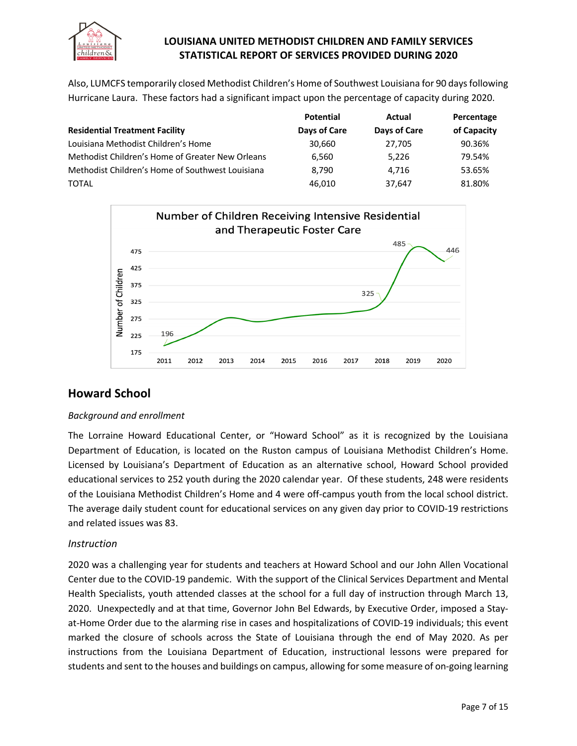Also, LUMCFS temporarily closed Methodist Children's Home of Southwest Louisiana for 90 days following Hurricane Laura. These factors had a significant impact upon the percentage of capacity during 2020.

| Residential Treatment Facility | Potential Days of Care | Actual Days of Care | Percentage of Capacity |
|---|---|---|---|
| Louisiana Methodist Children's Home | 30,660 | 27,705 | 90.36% |
| Methodist Children's Home of Greater New Orleans | 6,560 | 5,226 | 79.54% |
| Methodist Children's Home of Southwest Louisiana | 8,790 | 4,716 | 53.65% |
| TOTAL | 46,010 | 37,647 | 81.80% |

## Howard School

*Background and enrollment*

The Lorraine Howard Educational Center, or "Howard School" as it is recognized by the Louisiana Department of Education, is located on the Ruston campus of Louisiana Methodist Children's Home. Licensed by Louisiana's Department of Education as an alternative school, Howard School provided educational services to 252 youth during the 2020 calendar year. Of these students, 248 were residents of the Louisiana Methodist Children's Home and 4 were off-campus youth from the local school district. The average daily student count for educational services on any given day prior to COVID-19 restrictions and related issues was 83.

*Instruction*

2020 was a challenging year for students and teachers at Howard School and our John Allen Vocational Center due to the COVID-19 pandemic. With the support of the Clinical Services Department and Mental Health Specialists, youth attended classes at the school for a full day of instruction through March 13, 2020. Unexpectedly and at that time, Governor John Bel Edwards, by Executive Order, imposed a Stay-at-Home Order due to the alarming rise in cases and hospitalizations of COVID-19 individuals; this event marked the closure of schools across the State of Louisiana through the end of May 2020. As per instructions from the Louisiana Department of Education, instructional lessons were prepared for students and sent to the houses and buildings on campus, allowing for some measure of on-going learning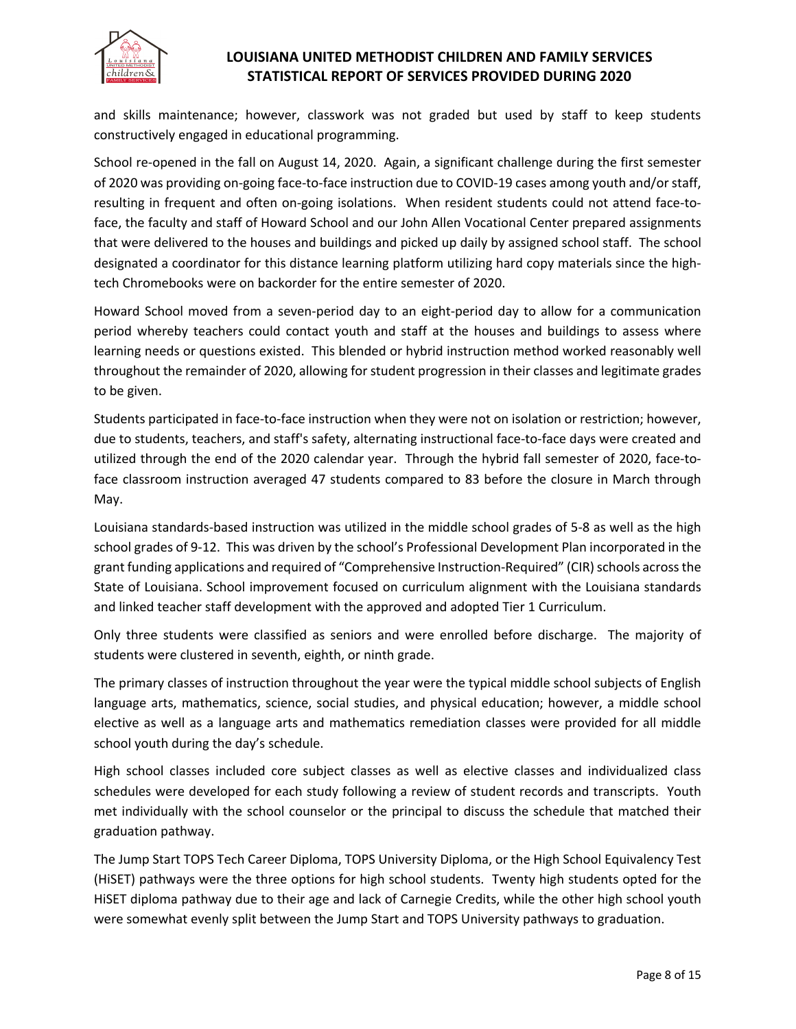and skills maintenance; however, classwork was not graded but used by staff to keep students constructively engaged in educational programming.

School re-opened in the fall on August 14, 2020. Again, a significant challenge during the first semester of 2020 was providing on-going face-to-face instruction due to COVID-19 cases among youth and/or staff, resulting in frequent and often on-going isolations. When resident students could not attend face-to-face, the faculty and staff of Howard School and our John Allen Vocational Center prepared assignments that were delivered to the houses and buildings and picked up daily by assigned school staff. The school designated a coordinator for this distance learning platform utilizing hard copy materials since the high-tech Chromebooks were on backorder for the entire semester of 2020.

Howard School moved from a seven-period day to an eight-period day to allow for a communication period whereby teachers could contact youth and staff at the houses and buildings to assess where learning needs or questions existed. This blended or hybrid instruction method worked reasonably well throughout the remainder of 2020, allowing for student progression in their classes and legitimate grades to be given.

Students participated in face-to-face instruction when they were not on isolation or restriction; however, due to students, teachers, and staff's safety, alternating instructional face-to-face days were created and utilized through the end of the 2020 calendar year. Through the hybrid fall semester of 2020, face-to-face classroom instruction averaged 47 students compared to 83 before the closure in March through May.

Louisiana standards-based instruction was utilized in the middle school grades of 5-8 as well as the high school grades of 9-12. This was driven by the school's Professional Development Plan incorporated in the grant funding applications and required of "Comprehensive Instruction-Required" (CIR) schools across the State of Louisiana. School improvement focused on curriculum alignment with the Louisiana standards and linked teacher staff development with the approved and adopted Tier 1 Curriculum.

Only three students were classified as seniors and were enrolled before discharge. The majority of students were clustered in seventh, eighth, or ninth grade.

The primary classes of instruction throughout the year were the typical middle school subjects of English language arts, mathematics, science, social studies, and physical education; however, a middle school elective as well as a language arts and mathematics remediation classes were provided for all middle school youth during the day's schedule.

High school classes included core subject classes as well as elective classes and individualized class schedules were developed for each study following a review of student records and transcripts. Youth met individually with the school counselor or the principal to discuss the schedule that matched their graduation pathway.

The Jump Start TOPS Tech Career Diploma, TOPS University Diploma, or the High School Equivalency Test (HiSET) pathways were the three options for high school students. Twenty high students opted for the HiSET diploma pathway due to their age and lack of Carnegie Credits, while the other high school youth were somewhat evenly split between the Jump Start and TOPS University pathways to graduation.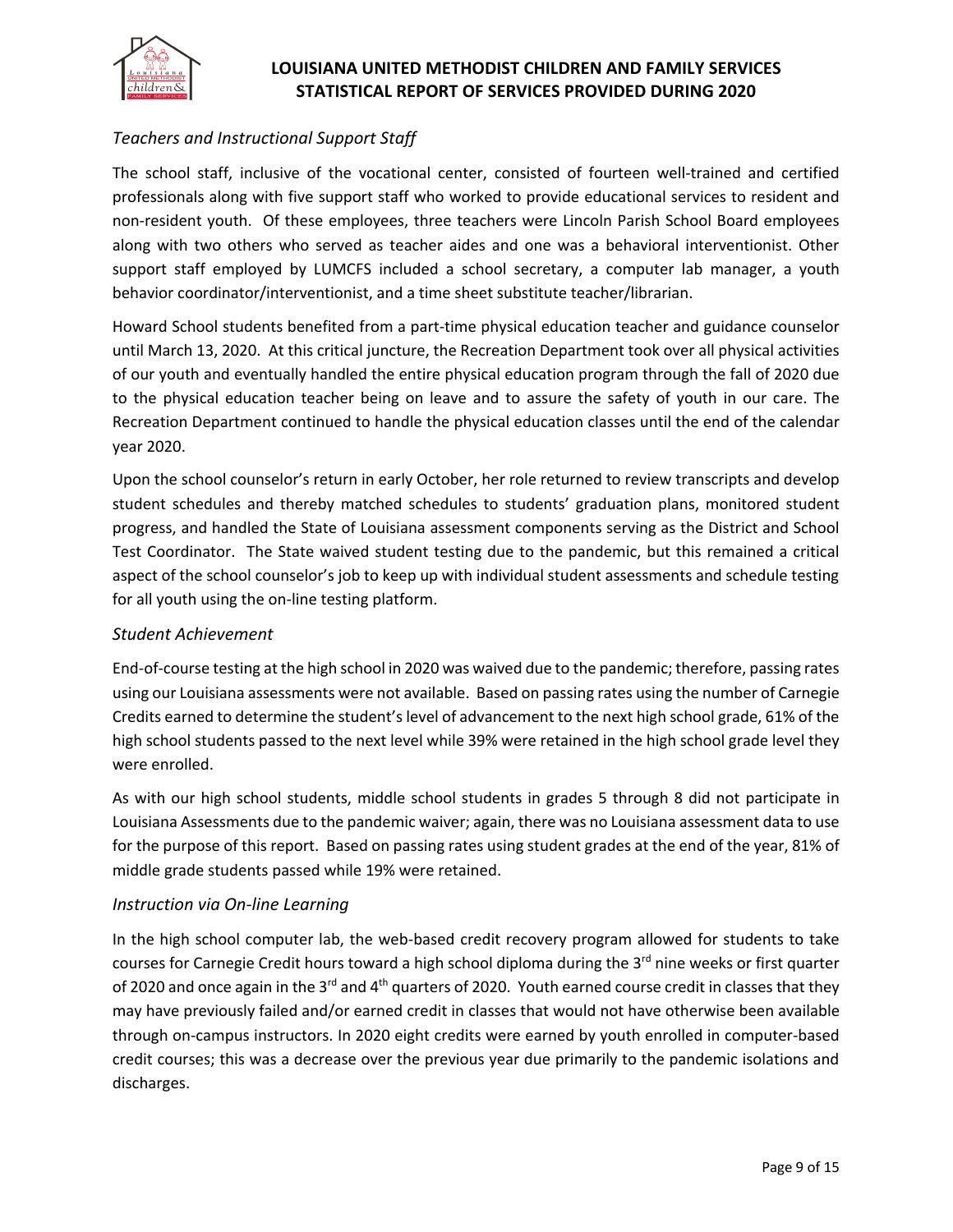### *Teachers and Instructional Support Staff*

The school staff, inclusive of the vocational center, consisted of fourteen well-trained and certified professionals along with five support staff who worked to provide educational services to resident and non-resident youth. Of these employees, three teachers were Lincoln Parish School Board employees along with two others who served as teacher aides and one was a behavioral interventionist. Other support staff employed by LUMCFS included a school secretary, a computer lab manager, a youth behavior coordinator/interventionist, and a time sheet substitute teacher/librarian.

Howard School students benefited from a part-time physical education teacher and guidance counselor until March 13, 2020. At this critical juncture, the Recreation Department took over all physical activities of our youth and eventually handled the entire physical education program through the fall of 2020 due to the physical education teacher being on leave and to assure the safety of youth in our care. The Recreation Department continued to handle the physical education classes until the end of the calendar year 2020.

Upon the school counselor's return in early October, her role returned to review transcripts and develop student schedules and thereby matched schedules to students' graduation plans, monitored student progress, and handled the State of Louisiana assessment components serving as the District and School Test Coordinator. The State waived student testing due to the pandemic, but this remained a critical aspect of the school counselor's job to keep up with individual student assessments and schedule testing for all youth using the on-line testing platform.

### *Student Achievement*

End-of-course testing at the high school in 2020 was waived due to the pandemic; therefore, passing rates using our Louisiana assessments were not available. Based on passing rates using the number of Carnegie Credits earned to determine the student's level of advancement to the next high school grade, 61% of the high school students passed to the next level while 39% were retained in the high school grade level they were enrolled.

As with our high school students, middle school students in grades 5 through 8 did not participate in Louisiana Assessments due to the pandemic waiver; again, there was no Louisiana assessment data to use for the purpose of this report. Based on passing rates using student grades at the end of the year, 81% of middle grade students passed while 19% were retained.

### *Instruction via On-line Learning*

In the high school computer lab, the web-based credit recovery program allowed for students to take courses for Carnegie Credit hours toward a high school diploma during the 3rd nine weeks or first quarter of 2020 and once again in the 3rd and 4th quarters of 2020. Youth earned course credit in classes that they may have previously failed and/or earned credit in classes that would not have otherwise been available through on-campus instructors. In 2020 eight credits were earned by youth enrolled in computer-based credit courses; this was a decrease over the previous year due primarily to the pandemic isolations and discharges.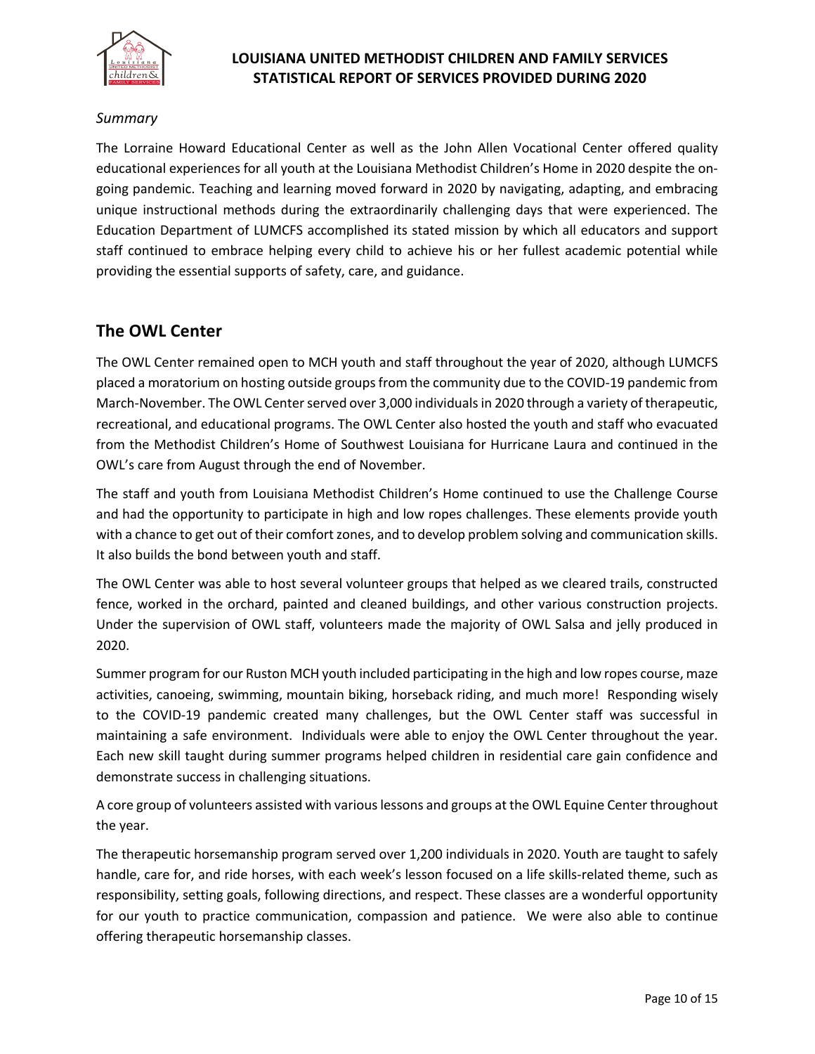*Summary*

The Lorraine Howard Educational Center as well as the John Allen Vocational Center offered quality educational experiences for all youth at the Louisiana Methodist Children's Home in 2020 despite the on-going pandemic. Teaching and learning moved forward in 2020 by navigating, adapting, and embracing unique instructional methods during the extraordinarily challenging days that were experienced. The Education Department of LUMCFS accomplished its stated mission by which all educators and support staff continued to embrace helping every child to achieve his or her fullest academic potential while providing the essential supports of safety, care, and guidance.

## The OWL Center

The OWL Center remained open to MCH youth and staff throughout the year of 2020, although LUMCFS placed a moratorium on hosting outside groups from the community due to the COVID-19 pandemic from March-November. The OWL Center served over 3,000 individuals in 2020 through a variety of therapeutic, recreational, and educational programs. The OWL Center also hosted the youth and staff who evacuated from the Methodist Children's Home of Southwest Louisiana for Hurricane Laura and continued in the OWL's care from August through the end of November.

The staff and youth from Louisiana Methodist Children's Home continued to use the Challenge Course and had the opportunity to participate in high and low ropes challenges. These elements provide youth with a chance to get out of their comfort zones, and to develop problem solving and communication skills. It also builds the bond between youth and staff.

The OWL Center was able to host several volunteer groups that helped as we cleared trails, constructed fence, worked in the orchard, painted and cleaned buildings, and other various construction projects. Under the supervision of OWL staff, volunteers made the majority of OWL Salsa and jelly produced in 2020.

Summer program for our Ruston MCH youth included participating in the high and low ropes course, maze activities, canoeing, swimming, mountain biking, horseback riding, and much more! Responding wisely to the COVID-19 pandemic created many challenges, but the OWL Center staff was successful in maintaining a safe environment. Individuals were able to enjoy the OWL Center throughout the year. Each new skill taught during summer programs helped children in residential care gain confidence and demonstrate success in challenging situations.

A core group of volunteers assisted with various lessons and groups at the OWL Equine Center throughout the year.

The therapeutic horsemanship program served over 1,200 individuals in 2020. Youth are taught to safely handle, care for, and ride horses, with each week's lesson focused on a life skills-related theme, such as responsibility, setting goals, following directions, and respect. These classes are a wonderful opportunity for our youth to practice communication, compassion and patience. We were also able to continue offering therapeutic horsemanship classes.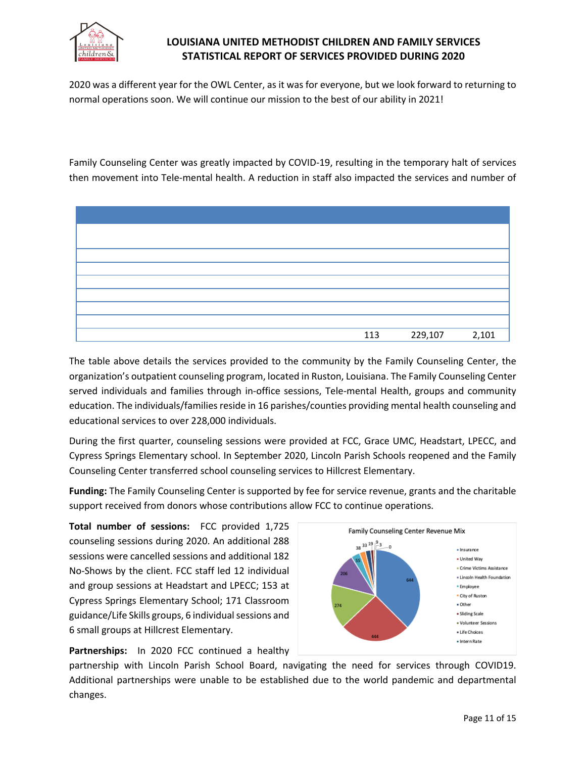2020 was a different year for the OWL Center, as it was for everyone, but we look forward to returning to normal operations soon. We will continue our mission to the best of our ability in 2021!

Family Counseling Center was greatly impacted by COVID-19, resulting in the temporary halt of services then movement into Tele-mental health. A reduction in staff also impacted the services and number of

| | | | |
|---|---|---|---|
| | | | |
| | | | |
| | | | |
| | | | |
| | | | |
| | | | |
| | | | |
| | 113 | 229,107 | 2,101 |

The table above details the services provided to the community by the Family Counseling Center, the organization's outpatient counseling program, located in Ruston, Louisiana. The Family Counseling Center served individuals and families through in-office sessions, Tele-mental Health, groups and community education. The individuals/families reside in 16 parishes/counties providing mental health counseling and educational services to over 228,000 individuals.

During the first quarter, counseling sessions were provided at FCC, Grace UMC, Headstart, LPECC, and Cypress Springs Elementary school. In September 2020, Lincoln Parish Schools reopened and the Family Counseling Center transferred school counseling services to Hillcrest Elementary.

**Funding:** The Family Counseling Center is supported by fee for service revenue, grants and the charitable support received from donors whose contributions allow FCC to continue operations.

**Total number of sessions:** FCC provided 1,725 counseling sessions during 2020. An additional 288 sessions were cancelled sessions and additional 182 No-Shows by the client. FCC staff led 12 individual and group sessions at Headstart and LPECC; 153 at Cypress Springs Elementary School; 171 Classroom guidance/Life Skills groups, 6 individual sessions and 6 small groups at Hillcrest Elementary.

**Family Counseling Center Revenue Mix**

| Source | Value |
|---|---|
| Insurance | 644 |
| United Way | 444 |
| Crime Victims Assistance | 274 |
| Lincoln Health Foundation | 206 |
| Employee | 55 |
| City of Ruston | 38 |
| Other | 33 |
| Sliding Scale | 19 |
| Volunteer Sessions | 9 |
| Life Choices | 3 |
| Intern Rate | 0 |

**Partnerships:** In 2020 FCC continued a healthy partnership with Lincoln Parish School Board, navigating the need for services through COVID19. Additional partnerships were unable to be established due to the world pandemic and departmental changes.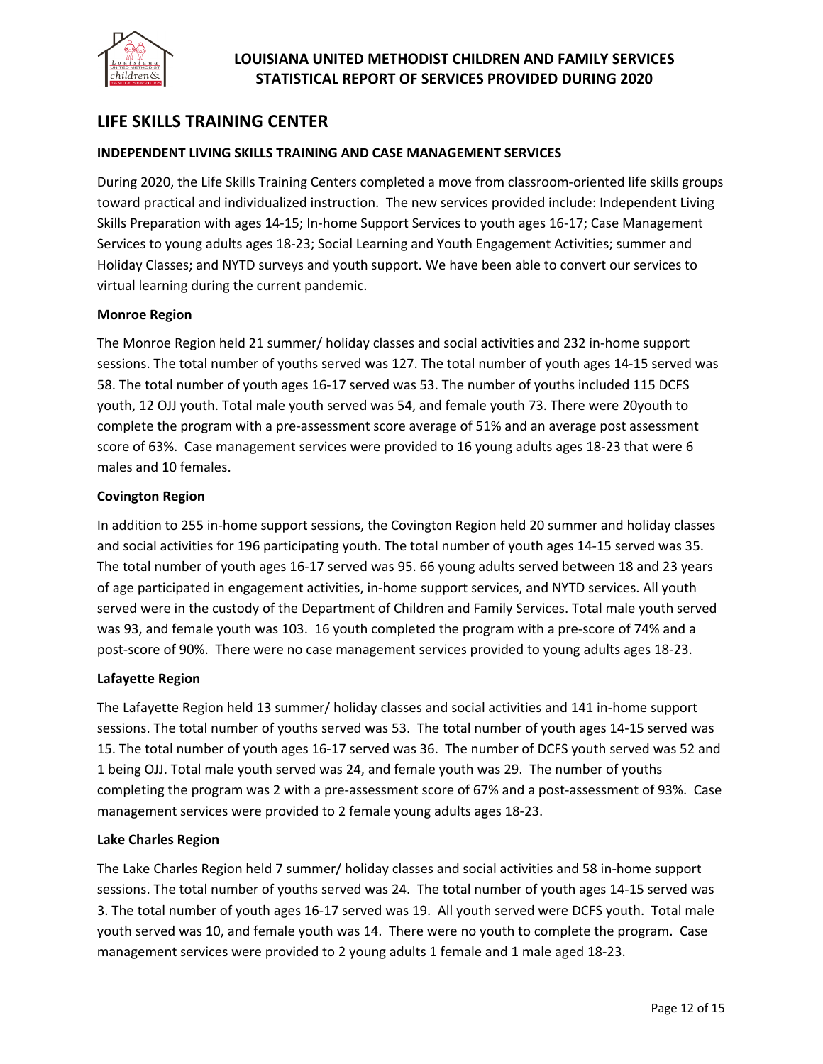# LOUISIANA UNITED METHODIST CHILDREN AND FAMILY SERVICES STATISTICAL REPORT OF SERVICES PROVIDED DURING 2020

## LIFE SKILLS TRAINING CENTER

### INDEPENDENT LIVING SKILLS TRAINING AND CASE MANAGEMENT SERVICES

During 2020, the Life Skills Training Centers completed a move from classroom-oriented life skills groups toward practical and individualized instruction. The new services provided include: Independent Living Skills Preparation with ages 14-15; In-home Support Services to youth ages 16-17; Case Management Services to young adults ages 18-23; Social Learning and Youth Engagement Activities; summer and Holiday Classes; and NYTD surveys and youth support. We have been able to convert our services to virtual learning during the current pandemic.

**Monroe Region**

The Monroe Region held 21 summer/ holiday classes and social activities and 232 in-home support sessions. The total number of youths served was 127. The total number of youth ages 14-15 served was 58. The total number of youth ages 16-17 served was 53. The number of youths included 115 DCFS youth, 12 OJJ youth. Total male youth served was 54, and female youth 73. There were 20youth to complete the program with a pre-assessment score average of 51% and an average post assessment score of 63%. Case management services were provided to 16 young adults ages 18-23 that were 6 males and 10 females.

**Covington Region**

In addition to 255 in-home support sessions, the Covington Region held 20 summer and holiday classes and social activities for 196 participating youth. The total number of youth ages 14-15 served was 35. The total number of youth ages 16-17 served was 95. 66 young adults served between 18 and 23 years of age participated in engagement activities, in-home support services, and NYTD services. All youth served were in the custody of the Department of Children and Family Services. Total male youth served was 93, and female youth was 103. 16 youth completed the program with a pre-score of 74% and a post-score of 90%. There were no case management services provided to young adults ages 18-23.

**Lafayette Region**

The Lafayette Region held 13 summer/ holiday classes and social activities and 141 in-home support sessions. The total number of youths served was 53. The total number of youth ages 14-15 served was 15. The total number of youth ages 16-17 served was 36. The number of DCFS youth served was 52 and 1 being OJJ. Total male youth served was 24, and female youth was 29. The number of youths completing the program was 2 with a pre-assessment score of 67% and a post-assessment of 93%. Case management services were provided to 2 female young adults ages 18-23.

**Lake Charles Region**

The Lake Charles Region held 7 summer/ holiday classes and social activities and 58 in-home support sessions. The total number of youths served was 24. The total number of youth ages 14-15 served was 3. The total number of youth ages 16-17 served was 19. All youth served were DCFS youth. Total male youth served was 10, and female youth was 14. There were no youth to complete the program. Case management services were provided to 2 young adults 1 female and 1 male aged 18-23.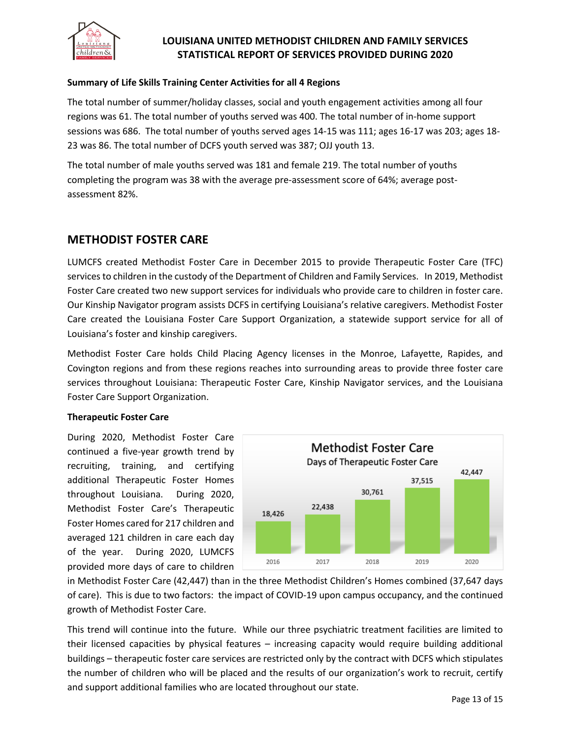**Summary of Life Skills Training Center Activities for all 4 Regions**

The total number of summer/holiday classes, social and youth engagement activities among all four regions was 61. The total number of youths served was 400. The total number of in-home support sessions was 686. The total number of youths served ages 14-15 was 111; ages 16-17 was 203; ages 18-23 was 86. The total number of DCFS youth served was 387; OJJ youth 13.

The total number of male youths served was 181 and female 219. The total number of youths completing the program was 38 with the average pre-assessment score of 64%; average post-assessment 82%.

## METHODIST FOSTER CARE

LUMCFS created Methodist Foster Care in December 2015 to provide Therapeutic Foster Care (TFC) services to children in the custody of the Department of Children and Family Services. In 2019, Methodist Foster Care created two new support services for individuals who provide care to children in foster care. Our Kinship Navigator program assists DCFS in certifying Louisiana's relative caregivers. Methodist Foster Care created the Louisiana Foster Care Support Organization, a statewide support service for all of Louisiana's foster and kinship caregivers.

Methodist Foster Care holds Child Placing Agency licenses in the Monroe, Lafayette, Rapides, and Covington regions and from these regions reaches into surrounding areas to provide three foster care services throughout Louisiana: Therapeutic Foster Care, Kinship Navigator services, and the Louisiana Foster Care Support Organization.

**Therapeutic Foster Care**

During 2020, Methodist Foster Care continued a five-year growth trend by recruiting, training, and certifying additional Therapeutic Foster Homes throughout Louisiana. During 2020, Methodist Foster Care's Therapeutic Foster Homes cared for 217 children and averaged 121 children in care each day of the year. During 2020, LUMCFS provided more days of care to children in Methodist Foster Care (42,447) than in the three Methodist Children's Homes combined (37,647 days of care). This is due to two factors: the impact of COVID-19 upon campus occupancy, and the continued growth of Methodist Foster Care.

**Methodist Foster Care**
Days of Therapeutic Foster Care

| Year | Days |
|---|---|
| 2016 | 18,426 |
| 2017 | 22,438 |
| 2018 | 30,761 |
| 2019 | 37,515 |
| 2020 | 42,447 |

This trend will continue into the future. While our three psychiatric treatment facilities are limited to their licensed capacities by physical features – increasing capacity would require building additional buildings – therapeutic foster care services are restricted only by the contract with DCFS which stipulates the number of children who will be placed and the results of our organization's work to recruit, certify and support additional families who are located throughout our state.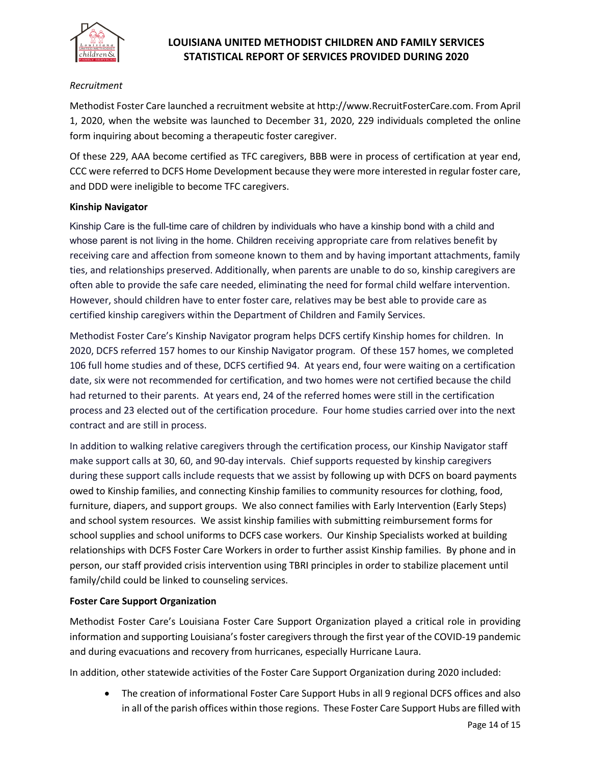*Recruitment*

Methodist Foster Care launched a recruitment website at http://www.RecruitFosterCare.com. From April 1, 2020, when the website was launched to December 31, 2020, 229 individuals completed the online form inquiring about becoming a therapeutic foster caregiver.

Of these 229, AAA become certified as TFC caregivers, BBB were in process of certification at year end, CCC were referred to DCFS Home Development because they were more interested in regular foster care, and DDD were ineligible to become TFC caregivers.

**Kinship Navigator**

Kinship Care is the full-time care of children by individuals who have a kinship bond with a child and whose parent is not living in the home. Children receiving appropriate care from relatives benefit by receiving care and affection from someone known to them and by having important attachments, family ties, and relationships preserved. Additionally, when parents are unable to do so, kinship caregivers are often able to provide the safe care needed, eliminating the need for formal child welfare intervention. However, should children have to enter foster care, relatives may be best able to provide care as certified kinship caregivers within the Department of Children and Family Services.

Methodist Foster Care's Kinship Navigator program helps DCFS certify Kinship homes for children. In 2020, DCFS referred 157 homes to our Kinship Navigator program. Of these 157 homes, we completed 106 full home studies and of these, DCFS certified 94. At years end, four were waiting on a certification date, six were not recommended for certification, and two homes were not certified because the child had returned to their parents. At years end, 24 of the referred homes were still in the certification process and 23 elected out of the certification procedure. Four home studies carried over into the next contract and are still in process.

In addition to walking relative caregivers through the certification process, our Kinship Navigator staff make support calls at 30, 60, and 90-day intervals. Chief supports requested by kinship caregivers during these support calls include requests that we assist by following up with DCFS on board payments owed to Kinship families, and connecting Kinship families to community resources for clothing, food, furniture, diapers, and support groups. We also connect families with Early Intervention (Early Steps) and school system resources. We assist kinship families with submitting reimbursement forms for school supplies and school uniforms to DCFS case workers. Our Kinship Specialists worked at building relationships with DCFS Foster Care Workers in order to further assist Kinship families. By phone and in person, our staff provided crisis intervention using TBRI principles in order to stabilize placement until family/child could be linked to counseling services.

**Foster Care Support Organization**

Methodist Foster Care's Louisiana Foster Care Support Organization played a critical role in providing information and supporting Louisiana's foster caregivers through the first year of the COVID-19 pandemic and during evacuations and recovery from hurricanes, especially Hurricane Laura.

In addition, other statewide activities of the Foster Care Support Organization during 2020 included:

- The creation of informational Foster Care Support Hubs in all 9 regional DCFS offices and also in all of the parish offices within those regions. These Foster Care Support Hubs are filled with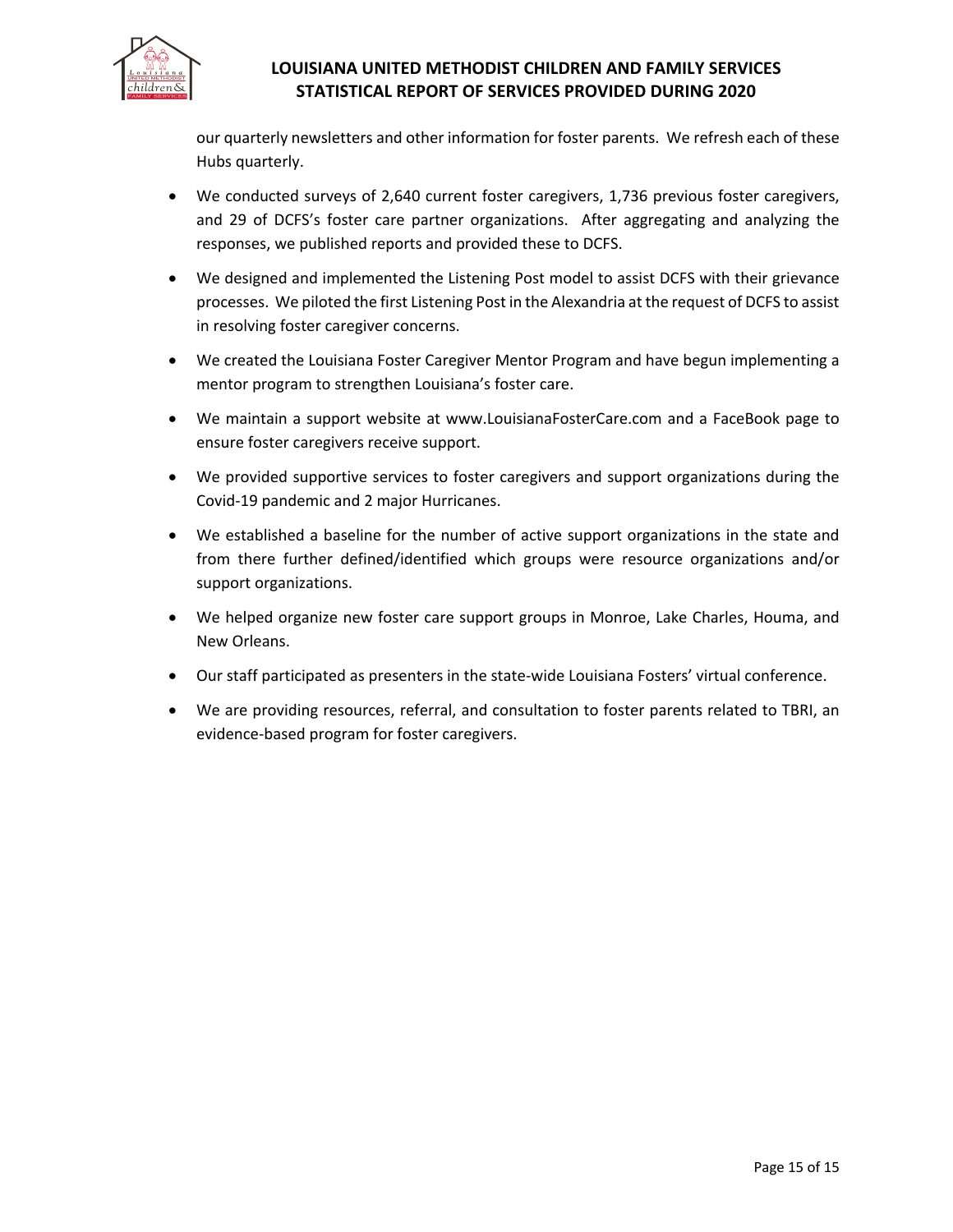our quarterly newsletters and other information for foster parents. We refresh each of these Hubs quarterly.

- We conducted surveys of 2,640 current foster caregivers, 1,736 previous foster caregivers, and 29 of DCFS's foster care partner organizations. After aggregating and analyzing the responses, we published reports and provided these to DCFS.
- We designed and implemented the Listening Post model to assist DCFS with their grievance processes. We piloted the first Listening Post in the Alexandria at the request of DCFS to assist in resolving foster caregiver concerns.
- We created the Louisiana Foster Caregiver Mentor Program and have begun implementing a mentor program to strengthen Louisiana's foster care.
- We maintain a support website at www.LouisianaFosterCare.com and a FaceBook page to ensure foster caregivers receive support.
- We provided supportive services to foster caregivers and support organizations during the Covid-19 pandemic and 2 major Hurricanes.
- We established a baseline for the number of active support organizations in the state and from there further defined/identified which groups were resource organizations and/or support organizations.
- We helped organize new foster care support groups in Monroe, Lake Charles, Houma, and New Orleans.
- Our staff participated as presenters in the state-wide Louisiana Fosters' virtual conference.
- We are providing resources, referral, and consultation to foster parents related to TBRI, an evidence-based program for foster caregivers.